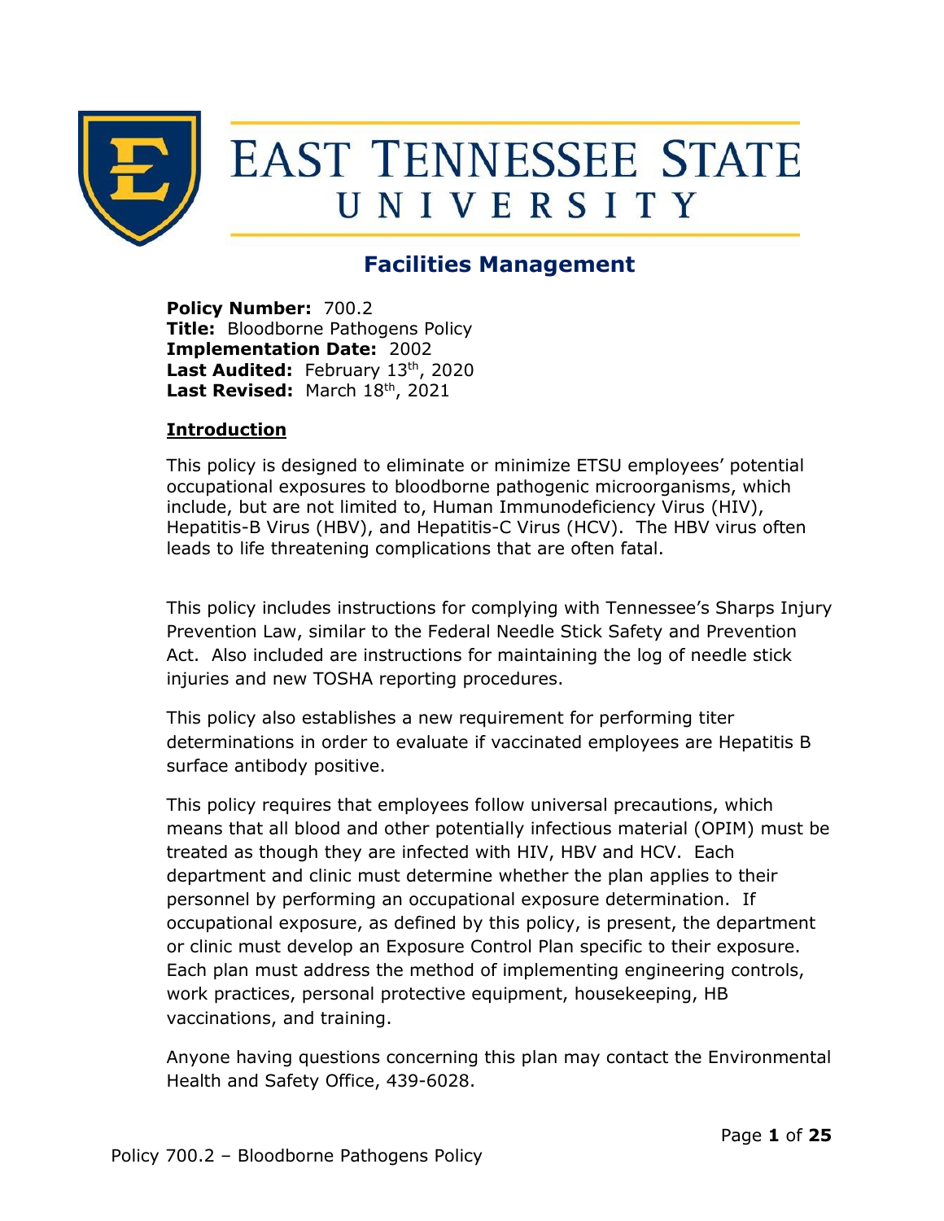# EAST TENNESSEE STATE UNIVERSITY

## Facilities Management

**Policy Number:** 700.2
**Title:** Bloodborne Pathogens Policy
**Implementation Date:** 2002
**Last Audited:** February 13th, 2020
**Last Revised:** March 18th, 2021

### Introduction

This policy is designed to eliminate or minimize ETSU employees' potential occupational exposures to bloodborne pathogenic microorganisms, which include, but are not limited to, Human Immunodeficiency Virus (HIV), Hepatitis-B Virus (HBV), and Hepatitis-C Virus (HCV). The HBV virus often leads to life threatening complications that are often fatal.

This policy includes instructions for complying with Tennessee's Sharps Injury Prevention Law, similar to the Federal Needle Stick Safety and Prevention Act. Also included are instructions for maintaining the log of needle stick injuries and new TOSHA reporting procedures.

This policy also establishes a new requirement for performing titer determinations in order to evaluate if vaccinated employees are Hepatitis B surface antibody positive.

This policy requires that employees follow universal precautions, which means that all blood and other potentially infectious material (OPIM) must be treated as though they are infected with HIV, HBV and HCV. Each department and clinic must determine whether the plan applies to their personnel by performing an occupational exposure determination. If occupational exposure, as defined by this policy, is present, the department or clinic must develop an Exposure Control Plan specific to their exposure. Each plan must address the method of implementing engineering controls, work practices, personal protective equipment, housekeeping, HB vaccinations, and training.

Anyone having questions concerning this plan may contact the Environmental Health and Safety Office, 439-6028.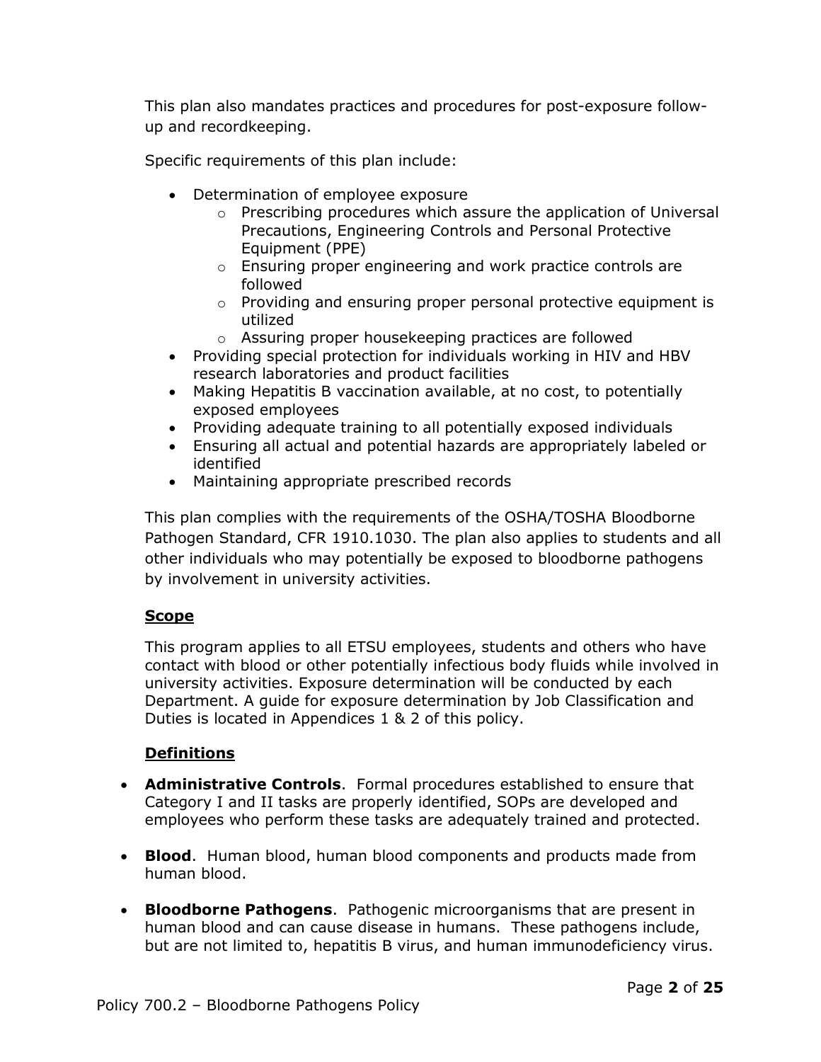This plan also mandates practices and procedures for post-exposure follow-up and recordkeeping.

Specific requirements of this plan include:

- Determination of employee exposure
    - Prescribing procedures which assure the application of Universal Precautions, Engineering Controls and Personal Protective Equipment (PPE)
    - Ensuring proper engineering and work practice controls are followed
    - Providing and ensuring proper personal protective equipment is utilized
    - Assuring proper housekeeping practices are followed
- Providing special protection for individuals working in HIV and HBV research laboratories and product facilities
- Making Hepatitis B vaccination available, at no cost, to potentially exposed employees
- Providing adequate training to all potentially exposed individuals
- Ensuring all actual and potential hazards are appropriately labeled or identified
- Maintaining appropriate prescribed records

This plan complies with the requirements of the OSHA/TOSHA Bloodborne Pathogen Standard, CFR 1910.1030. The plan also applies to students and all other individuals who may potentially be exposed to bloodborne pathogens by involvement in university activities.

## Scope

This program applies to all ETSU employees, students and others who have contact with blood or other potentially infectious body fluids while involved in university activities. Exposure determination will be conducted by each Department. A guide for exposure determination by Job Classification and Duties is located in Appendices 1 & 2 of this policy.

## Definitions

- **Administrative Controls**. Formal procedures established to ensure that Category I and II tasks are properly identified, SOPs are developed and employees who perform these tasks are adequately trained and protected.

- **Blood**. Human blood, human blood components and products made from human blood.

- **Bloodborne Pathogens**. Pathogenic microorganisms that are present in human blood and can cause disease in humans. These pathogens include, but are not limited to, hepatitis B virus, and human immunodeficiency virus.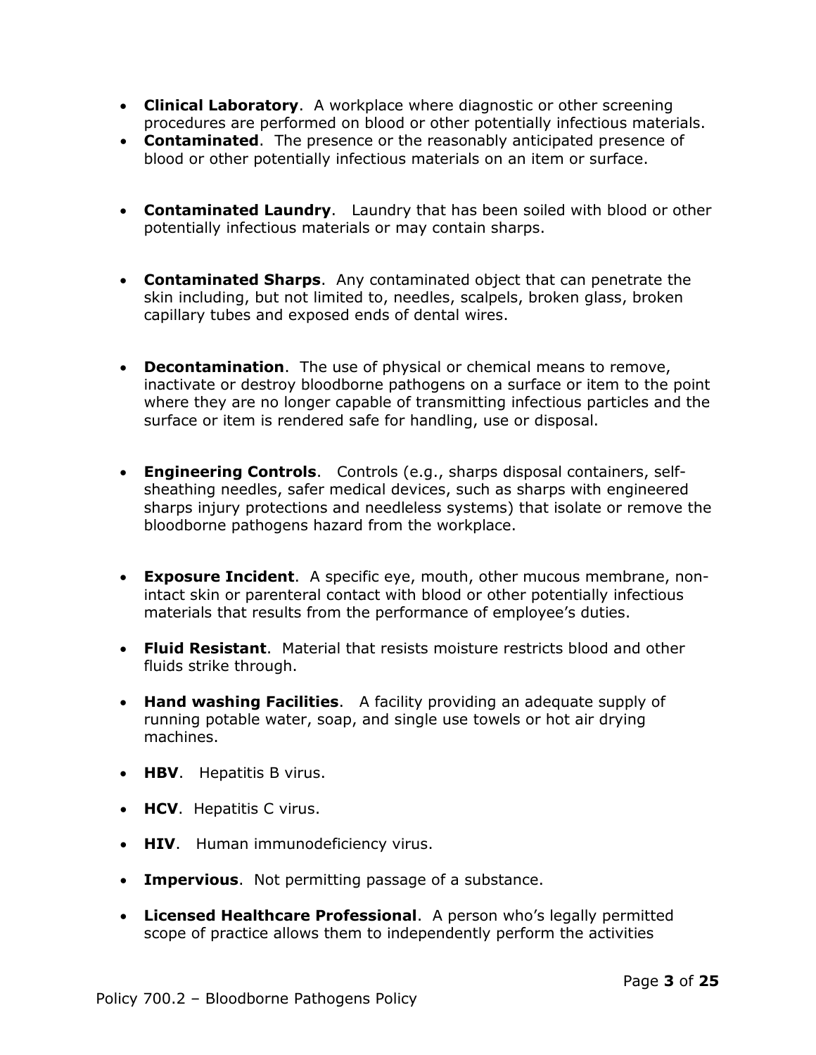- **Clinical Laboratory**. A workplace where diagnostic or other screening procedures are performed on blood or other potentially infectious materials.
- **Contaminated**. The presence or the reasonably anticipated presence of blood or other potentially infectious materials on an item or surface.
- **Contaminated Laundry**. Laundry that has been soiled with blood or other potentially infectious materials or may contain sharps.
- **Contaminated Sharps**. Any contaminated object that can penetrate the skin including, but not limited to, needles, scalpels, broken glass, broken capillary tubes and exposed ends of dental wires.
- **Decontamination**. The use of physical or chemical means to remove, inactivate or destroy bloodborne pathogens on a surface or item to the point where they are no longer capable of transmitting infectious particles and the surface or item is rendered safe for handling, use or disposal.
- **Engineering Controls**. Controls (e.g., sharps disposal containers, self-sheathing needles, safer medical devices, such as sharps with engineered sharps injury protections and needleless systems) that isolate or remove the bloodborne pathogens hazard from the workplace.
- **Exposure Incident**. A specific eye, mouth, other mucous membrane, non-intact skin or parenteral contact with blood or other potentially infectious materials that results from the performance of employee's duties.
- **Fluid Resistant**. Material that resists moisture restricts blood and other fluids strike through.
- **Hand washing Facilities**. A facility providing an adequate supply of running potable water, soap, and single use towels or hot air drying machines.
- **HBV**. Hepatitis B virus.
- **HCV**. Hepatitis C virus.
- **HIV**. Human immunodeficiency virus.
- **Impervious**. Not permitting passage of a substance.
- **Licensed Healthcare Professional**. A person who's legally permitted scope of practice allows them to independently perform the activities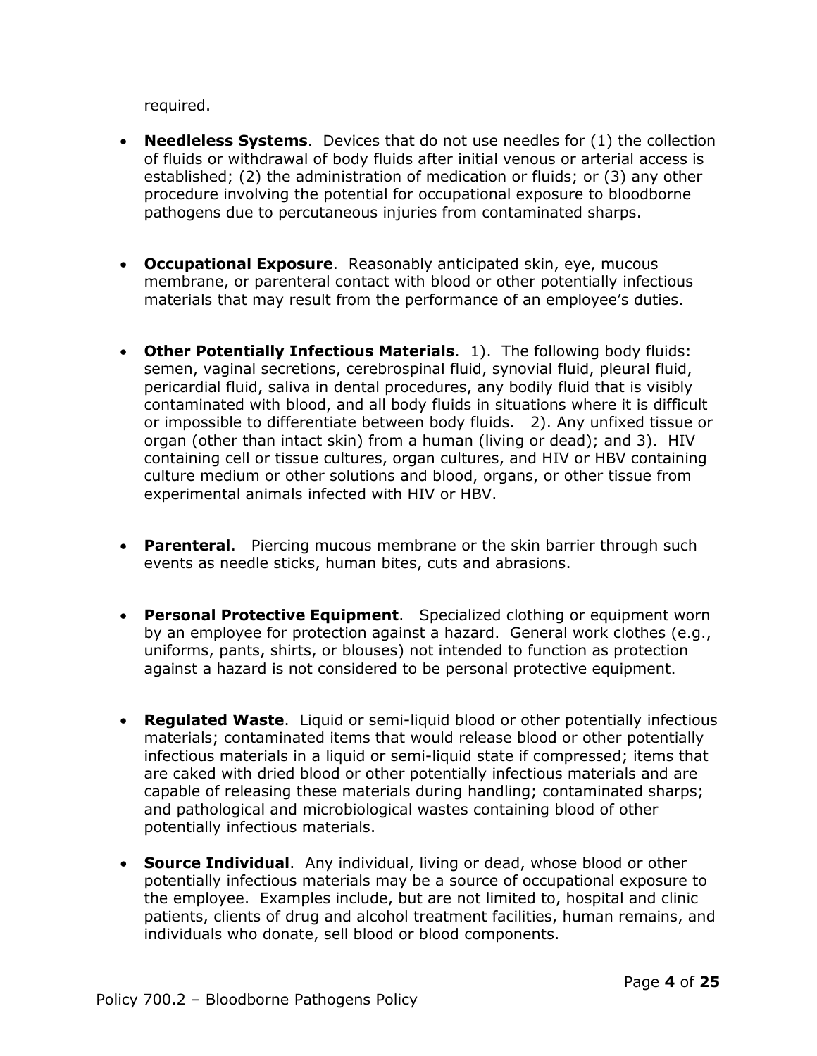required.

- **Needleless Systems**. Devices that do not use needles for (1) the collection of fluids or withdrawal of body fluids after initial venous or arterial access is established; (2) the administration of medication or fluids; or (3) any other procedure involving the potential for occupational exposure to bloodborne pathogens due to percutaneous injuries from contaminated sharps.

- **Occupational Exposure**. Reasonably anticipated skin, eye, mucous membrane, or parenteral contact with blood or other potentially infectious materials that may result from the performance of an employee's duties.

- **Other Potentially Infectious Materials**. 1). The following body fluids: semen, vaginal secretions, cerebrospinal fluid, synovial fluid, pleural fluid, pericardial fluid, saliva in dental procedures, any bodily fluid that is visibly contaminated with blood, and all body fluids in situations where it is difficult or impossible to differentiate between body fluids. 2). Any unfixed tissue or organ (other than intact skin) from a human (living or dead); and 3). HIV containing cell or tissue cultures, organ cultures, and HIV or HBV containing culture medium or other solutions and blood, organs, or other tissue from experimental animals infected with HIV or HBV.

- **Parenteral**. Piercing mucous membrane or the skin barrier through such events as needle sticks, human bites, cuts and abrasions.

- **Personal Protective Equipment**. Specialized clothing or equipment worn by an employee for protection against a hazard. General work clothes (e.g., uniforms, pants, shirts, or blouses) not intended to function as protection against a hazard is not considered to be personal protective equipment.

- **Regulated Waste**. Liquid or semi-liquid blood or other potentially infectious materials; contaminated items that would release blood or other potentially infectious materials in a liquid or semi-liquid state if compressed; items that are caked with dried blood or other potentially infectious materials and are capable of releasing these materials during handling; contaminated sharps; and pathological and microbiological wastes containing blood of other potentially infectious materials.

- **Source Individual**. Any individual, living or dead, whose blood or other potentially infectious materials may be a source of occupational exposure to the employee. Examples include, but are not limited to, hospital and clinic patients, clients of drug and alcohol treatment facilities, human remains, and individuals who donate, sell blood or blood components.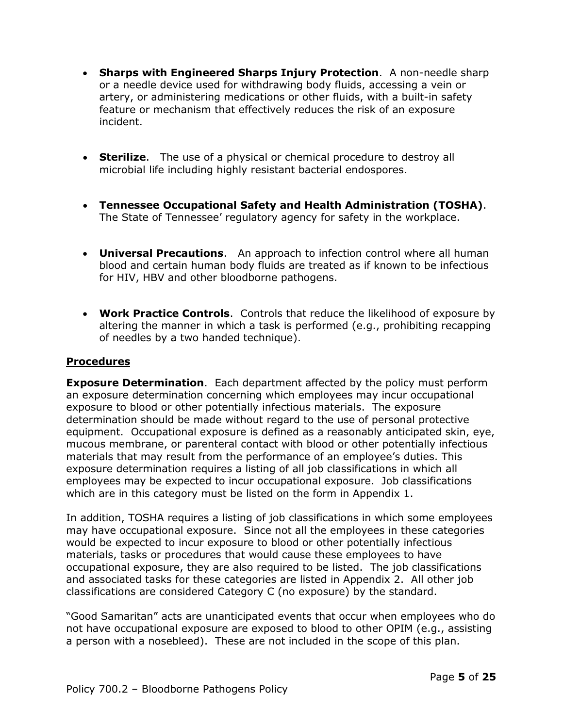- **Sharps with Engineered Sharps Injury Protection**. A non-needle sharp or a needle device used for withdrawing body fluids, accessing a vein or artery, or administering medications or other fluids, with a built-in safety feature or mechanism that effectively reduces the risk of an exposure incident.

- **Sterilize**. The use of a physical or chemical procedure to destroy all microbial life including highly resistant bacterial endospores.

- **Tennessee Occupational Safety and Health Administration (TOSHA)**. The State of Tennessee' regulatory agency for safety in the workplace.

- **Universal Precautions**. An approach to infection control where <u>all</u> human blood and certain human body fluids are treated as if known to be infectious for HIV, HBV and other bloodborne pathogens.

- **Work Practice Controls**. Controls that reduce the likelihood of exposure by altering the manner in which a task is performed (e.g., prohibiting recapping of needles by a two handed technique).

## <u>Procedures</u>

**Exposure Determination**. Each department affected by the policy must perform an exposure determination concerning which employees may incur occupational exposure to blood or other potentially infectious materials. The exposure determination should be made without regard to the use of personal protective equipment. Occupational exposure is defined as a reasonably anticipated skin, eye, mucous membrane, or parenteral contact with blood or other potentially infectious materials that may result from the performance of an employee's duties. This exposure determination requires a listing of all job classifications in which all employees may be expected to incur occupational exposure. Job classifications which are in this category must be listed on the form in Appendix 1.

In addition, TOSHA requires a listing of job classifications in which some employees may have occupational exposure. Since not all the employees in these categories would be expected to incur exposure to blood or other potentially infectious materials, tasks or procedures that would cause these employees to have occupational exposure, they are also required to be listed. The job classifications and associated tasks for these categories are listed in Appendix 2. All other job classifications are considered Category C (no exposure) by the standard.

"Good Samaritan" acts are unanticipated events that occur when employees who do not have occupational exposure are exposed to blood to other OPIM (e.g., assisting a person with a nosebleed). These are not included in the scope of this plan.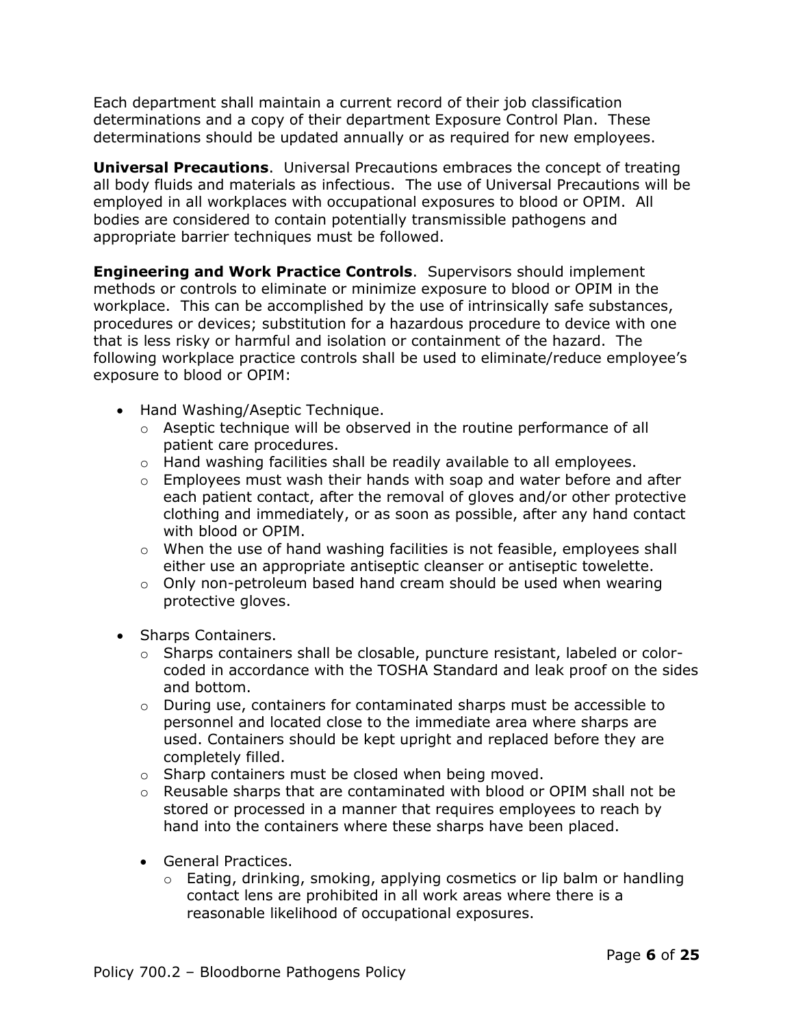Each department shall maintain a current record of their job classification determinations and a copy of their department Exposure Control Plan. These determinations should be updated annually or as required for new employees.

**Universal Precautions**. Universal Precautions embraces the concept of treating all body fluids and materials as infectious. The use of Universal Precautions will be employed in all workplaces with occupational exposures to blood or OPIM. All bodies are considered to contain potentially transmissible pathogens and appropriate barrier techniques must be followed.

**Engineering and Work Practice Controls**. Supervisors should implement methods or controls to eliminate or minimize exposure to blood or OPIM in the workplace. This can be accomplished by the use of intrinsically safe substances, procedures or devices; substitution for a hazardous procedure to device with one that is less risky or harmful and isolation or containment of the hazard. The following workplace practice controls shall be used to eliminate/reduce employee's exposure to blood or OPIM:

- Hand Washing/Aseptic Technique.
  - Aseptic technique will be observed in the routine performance of all patient care procedures.
  - Hand washing facilities shall be readily available to all employees.
  - Employees must wash their hands with soap and water before and after each patient contact, after the removal of gloves and/or other protective clothing and immediately, or as soon as possible, after any hand contact with blood or OPIM.
  - When the use of hand washing facilities is not feasible, employees shall either use an appropriate antiseptic cleanser or antiseptic towelette.
  - Only non-petroleum based hand cream should be used when wearing protective gloves.

- Sharps Containers.
  - Sharps containers shall be closable, puncture resistant, labeled or color-coded in accordance with the TOSHA Standard and leak proof on the sides and bottom.
  - During use, containers for contaminated sharps must be accessible to personnel and located close to the immediate area where sharps are used. Containers should be kept upright and replaced before they are completely filled.
  - Sharp containers must be closed when being moved.
  - Reusable sharps that are contaminated with blood or OPIM shall not be stored or processed in a manner that requires employees to reach by hand into the containers where these sharps have been placed.

  - General Practices.
    - Eating, drinking, smoking, applying cosmetics or lip balm or handling contact lens are prohibited in all work areas where there is a reasonable likelihood of occupational exposures.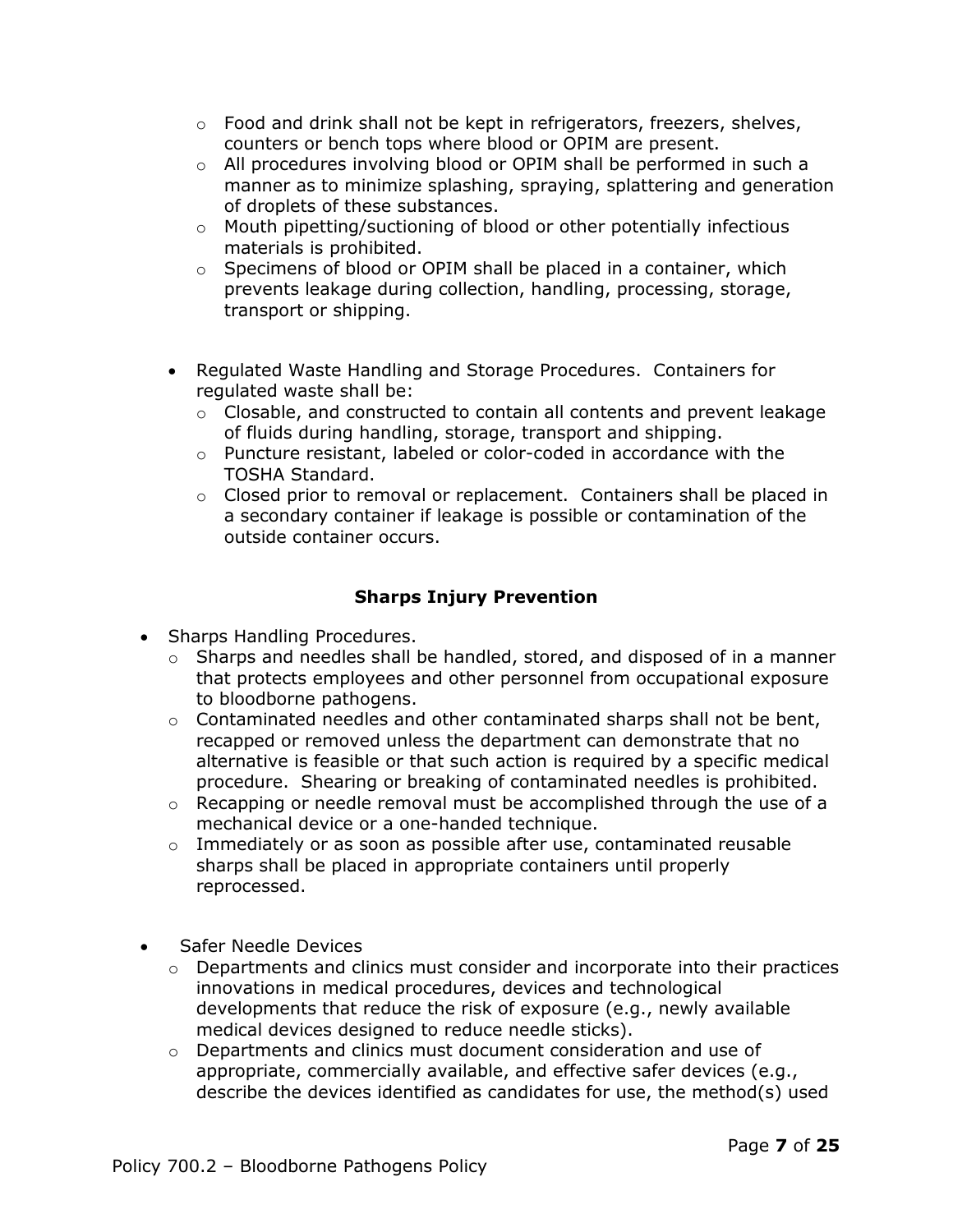- Food and drink shall not be kept in refrigerators, freezers, shelves, counters or bench tops where blood or OPIM are present.
    - All procedures involving blood or OPIM shall be performed in such a manner as to minimize splashing, spraying, splattering and generation of droplets of these substances.
    - Mouth pipetting/suctioning of blood or other potentially infectious materials is prohibited.
    - Specimens of blood or OPIM shall be placed in a container, which prevents leakage during collection, handling, processing, storage, transport or shipping.

- Regulated Waste Handling and Storage Procedures. Containers for regulated waste shall be:
    - Closable, and constructed to contain all contents and prevent leakage of fluids during handling, storage, transport and shipping.
    - Puncture resistant, labeled or color-coded in accordance with the TOSHA Standard.
    - Closed prior to removal or replacement. Containers shall be placed in a secondary container if leakage is possible or contamination of the outside container occurs.

### Sharps Injury Prevention

- Sharps Handling Procedures.
    - Sharps and needles shall be handled, stored, and disposed of in a manner that protects employees and other personnel from occupational exposure to bloodborne pathogens.
    - Contaminated needles and other contaminated sharps shall not be bent, recapped or removed unless the department can demonstrate that no alternative is feasible or that such action is required by a specific medical procedure. Shearing or breaking of contaminated needles is prohibited.
    - Recapping or needle removal must be accomplished through the use of a mechanical device or a one-handed technique.
    - Immediately or as soon as possible after use, contaminated reusable sharps shall be placed in appropriate containers until properly reprocessed.

- Safer Needle Devices
    - Departments and clinics must consider and incorporate into their practices innovations in medical procedures, devices and technological developments that reduce the risk of exposure (e.g., newly available medical devices designed to reduce needle sticks).
    - Departments and clinics must document consideration and use of appropriate, commercially available, and effective safer devices (e.g., describe the devices identified as candidates for use, the method(s) used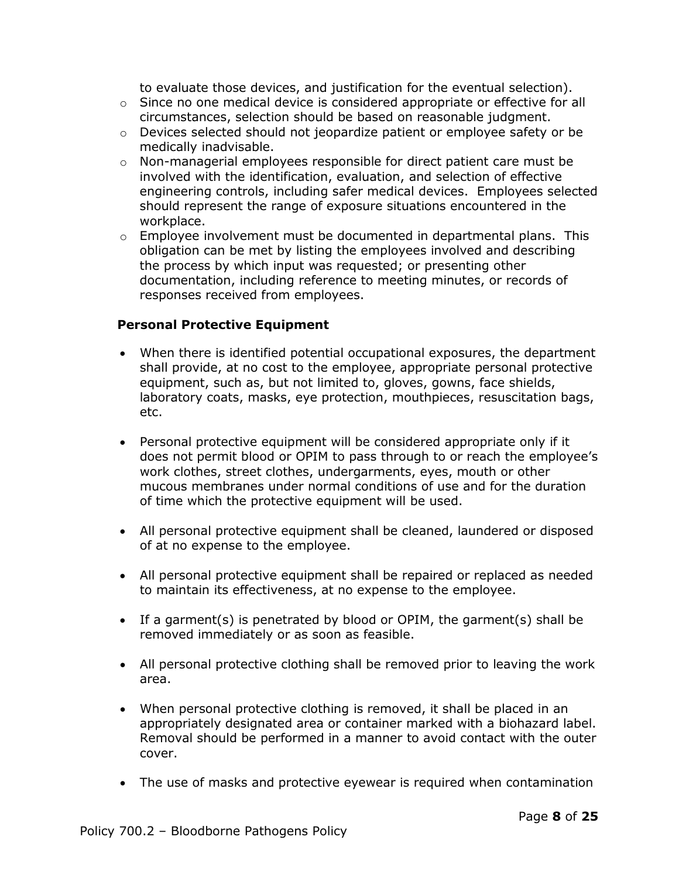to evaluate those devices, and justification for the eventual selection).

- Since no one medical device is considered appropriate or effective for all circumstances, selection should be based on reasonable judgment.
- Devices selected should not jeopardize patient or employee safety or be medically inadvisable.
- Non-managerial employees responsible for direct patient care must be involved with the identification, evaluation, and selection of effective engineering controls, including safer medical devices. Employees selected should represent the range of exposure situations encountered in the workplace.
- Employee involvement must be documented in departmental plans. This obligation can be met by listing the employees involved and describing the process by which input was requested; or presenting other documentation, including reference to meeting minutes, or records of responses received from employees.

**Personal Protective Equipment**

- When there is identified potential occupational exposures, the department shall provide, at no cost to the employee, appropriate personal protective equipment, such as, but not limited to, gloves, gowns, face shields, laboratory coats, masks, eye protection, mouthpieces, resuscitation bags, etc.

- Personal protective equipment will be considered appropriate only if it does not permit blood or OPIM to pass through to or reach the employee's work clothes, street clothes, undergarments, eyes, mouth or other mucous membranes under normal conditions of use and for the duration of time which the protective equipment will be used.

- All personal protective equipment shall be cleaned, laundered or disposed of at no expense to the employee.

- All personal protective equipment shall be repaired or replaced as needed to maintain its effectiveness, at no expense to the employee.

- If a garment(s) is penetrated by blood or OPIM, the garment(s) shall be removed immediately or as soon as feasible.

- All personal protective clothing shall be removed prior to leaving the work area.

- When personal protective clothing is removed, it shall be placed in an appropriately designated area or container marked with a biohazard label. Removal should be performed in a manner to avoid contact with the outer cover.

- The use of masks and protective eyewear is required when contamination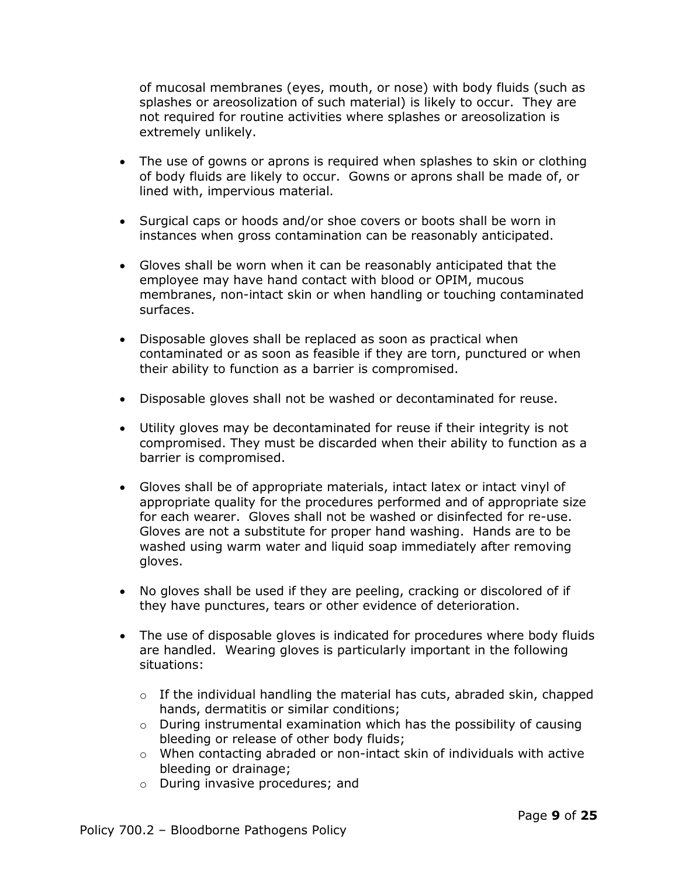of mucosal membranes (eyes, mouth, or nose) with body fluids (such as splashes or areosolization of such material) is likely to occur. They are not required for routine activities where splashes or areosolization is extremely unlikely.

- The use of gowns or aprons is required when splashes to skin or clothing of body fluids are likely to occur. Gowns or aprons shall be made of, or lined with, impervious material.

- Surgical caps or hoods and/or shoe covers or boots shall be worn in instances when gross contamination can be reasonably anticipated.

- Gloves shall be worn when it can be reasonably anticipated that the employee may have hand contact with blood or OPIM, mucous membranes, non-intact skin or when handling or touching contaminated surfaces.

- Disposable gloves shall be replaced as soon as practical when contaminated or as soon as feasible if they are torn, punctured or when their ability to function as a barrier is compromised.

- Disposable gloves shall not be washed or decontaminated for reuse.

- Utility gloves may be decontaminated for reuse if their integrity is not compromised. They must be discarded when their ability to function as a barrier is compromised.

- Gloves shall be of appropriate materials, intact latex or intact vinyl of appropriate quality for the procedures performed and of appropriate size for each wearer. Gloves shall not be washed or disinfected for re-use. Gloves are not a substitute for proper hand washing. Hands are to be washed using warm water and liquid soap immediately after removing gloves.

- No gloves shall be used if they are peeling, cracking or discolored of if they have punctures, tears or other evidence of deterioration.

- The use of disposable gloves is indicated for procedures where body fluids are handled. Wearing gloves is particularly important in the following situations:
  - If the individual handling the material has cuts, abraded skin, chapped hands, dermatitis or similar conditions;
  - During instrumental examination which has the possibility of causing bleeding or release of other body fluids;
  - When contacting abraded or non-intact skin of individuals with active bleeding or drainage;
  - During invasive procedures; and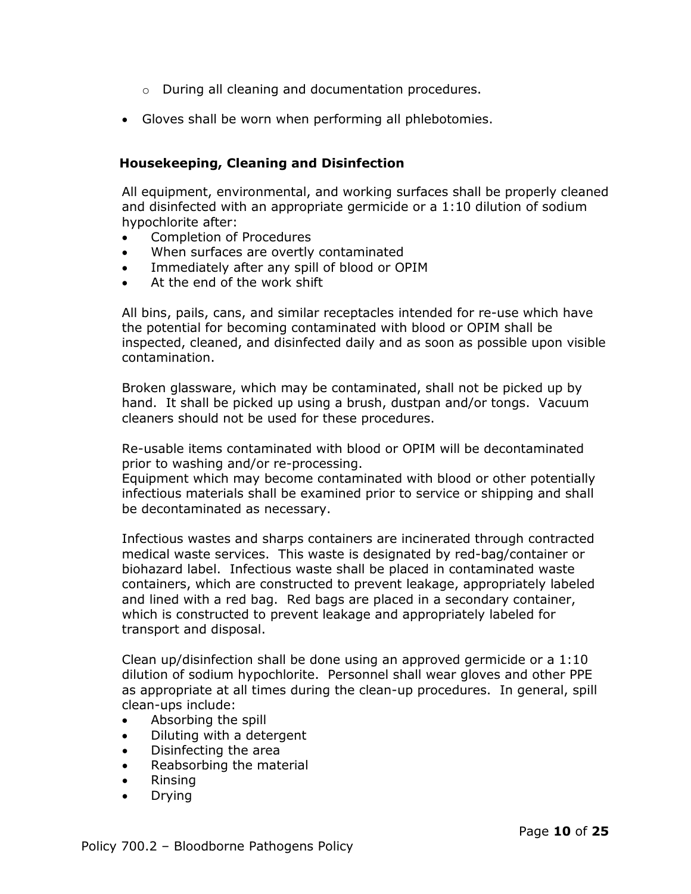- During all cleaning and documentation procedures.

- Gloves shall be worn when performing all phlebotomies.

## Housekeeping, Cleaning and Disinfection

All equipment, environmental, and working surfaces shall be properly cleaned and disinfected with an appropriate germicide or a 1:10 dilution of sodium hypochlorite after:

- Completion of Procedures
- When surfaces are overtly contaminated
- Immediately after any spill of blood or OPIM
- At the end of the work shift

All bins, pails, cans, and similar receptacles intended for re-use which have the potential for becoming contaminated with blood or OPIM shall be inspected, cleaned, and disinfected daily and as soon as possible upon visible contamination.

Broken glassware, which may be contaminated, shall not be picked up by hand. It shall be picked up using a brush, dustpan and/or tongs. Vacuum cleaners should not be used for these procedures.

Re-usable items contaminated with blood or OPIM will be decontaminated prior to washing and/or re-processing.
Equipment which may become contaminated with blood or other potentially infectious materials shall be examined prior to service or shipping and shall be decontaminated as necessary.

Infectious wastes and sharps containers are incinerated through contracted medical waste services. This waste is designated by red-bag/container or biohazard label. Infectious waste shall be placed in contaminated waste containers, which are constructed to prevent leakage, appropriately labeled and lined with a red bag. Red bags are placed in a secondary container, which is constructed to prevent leakage and appropriately labeled for transport and disposal.

Clean up/disinfection shall be done using an approved germicide or a 1:10 dilution of sodium hypochlorite. Personnel shall wear gloves and other PPE as appropriate at all times during the clean-up procedures. In general, spill clean-ups include:

- Absorbing the spill
- Diluting with a detergent
- Disinfecting the area
- Reabsorbing the material
- Rinsing
- Drying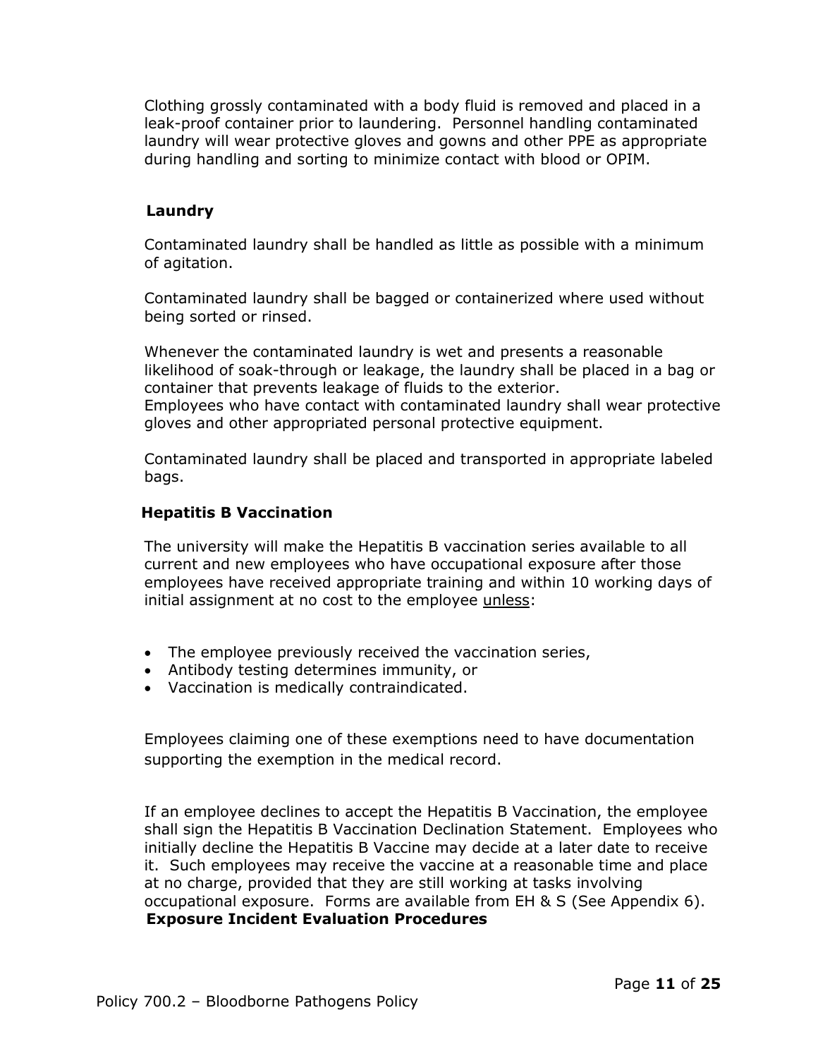Clothing grossly contaminated with a body fluid is removed and placed in a leak-proof container prior to laundering. Personnel handling contaminated laundry will wear protective gloves and gowns and other PPE as appropriate during handling and sorting to minimize contact with blood or OPIM.

## Laundry

Contaminated laundry shall be handled as little as possible with a minimum of agitation.

Contaminated laundry shall be bagged or containerized where used without being sorted or rinsed.

Whenever the contaminated laundry is wet and presents a reasonable likelihood of soak-through or leakage, the laundry shall be placed in a bag or container that prevents leakage of fluids to the exterior.
Employees who have contact with contaminated laundry shall wear protective gloves and other appropriated personal protective equipment.

Contaminated laundry shall be placed and transported in appropriate labeled bags.

## Hepatitis B Vaccination

The university will make the Hepatitis B vaccination series available to all current and new employees who have occupational exposure after those employees have received appropriate training and within 10 working days of initial assignment at no cost to the employee <u>unless</u>:

- The employee previously received the vaccination series,
- Antibody testing determines immunity, or
- Vaccination is medically contraindicated.

Employees claiming one of these exemptions need to have documentation supporting the exemption in the medical record.

If an employee declines to accept the Hepatitis B Vaccination, the employee shall sign the Hepatitis B Vaccination Declination Statement. Employees who initially decline the Hepatitis B Vaccine may decide at a later date to receive it. Such employees may receive the vaccine at a reasonable time and place at no charge, provided that they are still working at tasks involving occupational exposure. Forms are available from EH & S (See Appendix 6).

## Exposure Incident Evaluation Procedures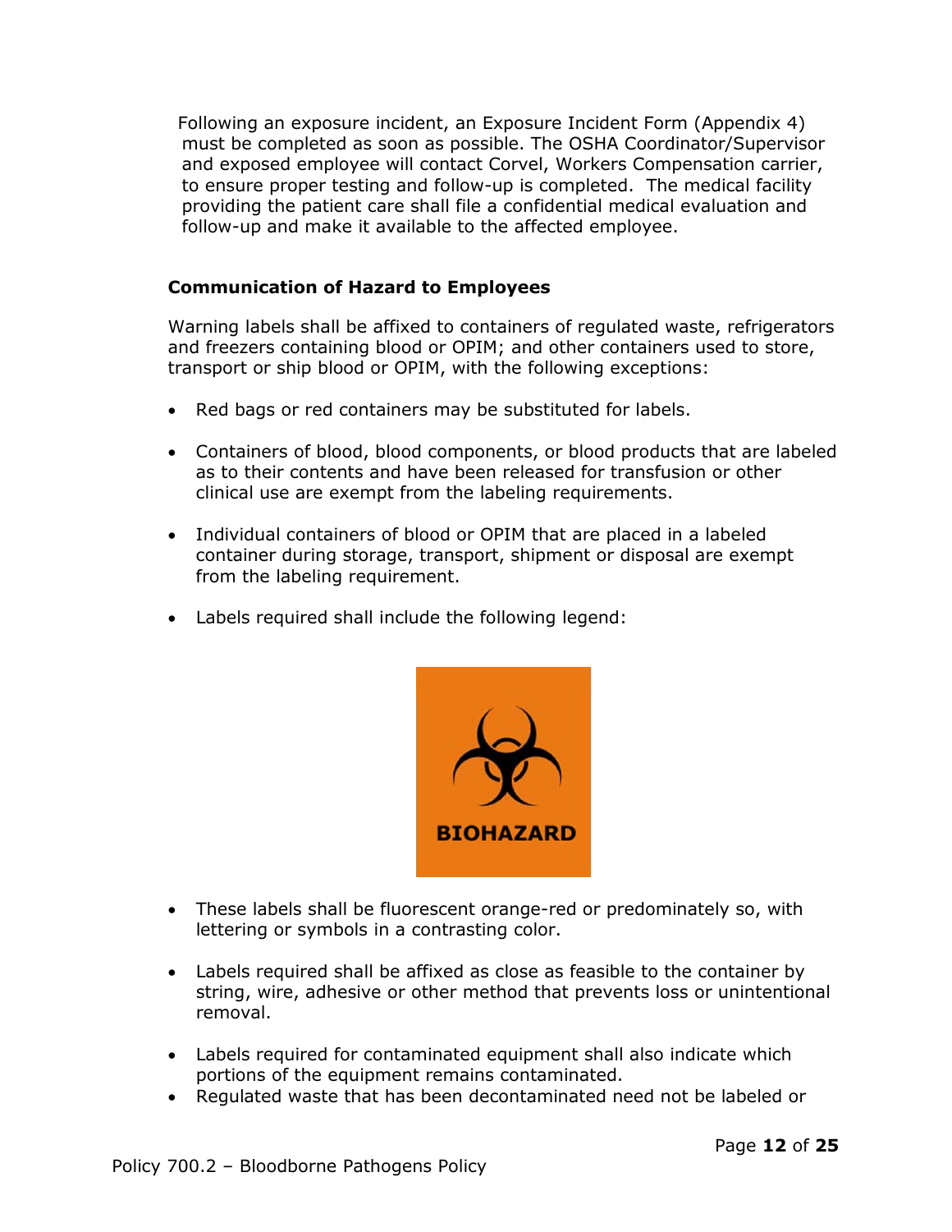Following an exposure incident, an Exposure Incident Form (Appendix 4) must be completed as soon as possible. The OSHA Coordinator/Supervisor and exposed employee will contact Corvel, Workers Compensation carrier, to ensure proper testing and follow-up is completed. The medical facility providing the patient care shall file a confidential medical evaluation and follow-up and make it available to the affected employee.

**Communication of Hazard to Employees**

Warning labels shall be affixed to containers of regulated waste, refrigerators and freezers containing blood or OPIM; and other containers used to store, transport or ship blood or OPIM, with the following exceptions:

- Red bags or red containers may be substituted for labels.
- Containers of blood, blood components, or blood products that are labeled as to their contents and have been released for transfusion or other clinical use are exempt from the labeling requirements.
- Individual containers of blood or OPIM that are placed in a labeled container during storage, transport, shipment or disposal are exempt from the labeling requirement.
- Labels required shall include the following legend:

BIOHAZARD

- These labels shall be fluorescent orange-red or predominately so, with lettering or symbols in a contrasting color.
- Labels required shall be affixed as close as feasible to the container by string, wire, adhesive or other method that prevents loss or unintentional removal.
- Labels required for contaminated equipment shall also indicate which portions of the equipment remains contaminated.
- Regulated waste that has been decontaminated need not be labeled or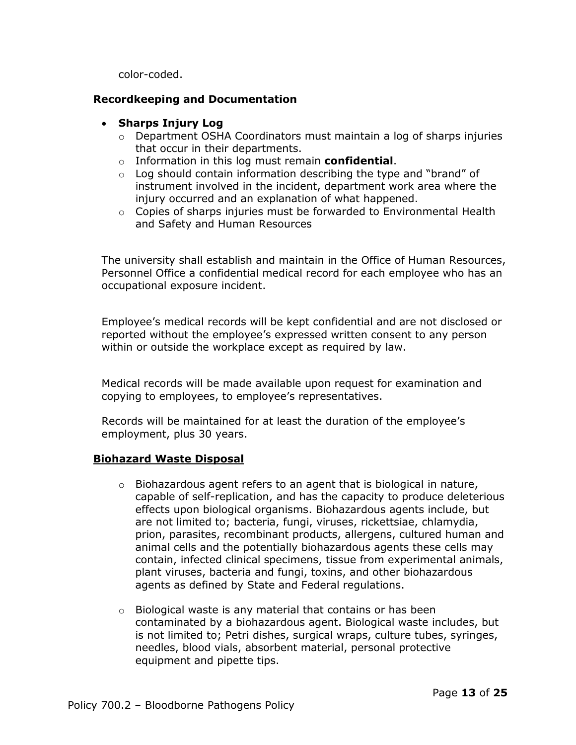color-coded.

**Recordkeeping and Documentation**

- **Sharps Injury Log**
  - Department OSHA Coordinators must maintain a log of sharps injuries that occur in their departments.
  - Information in this log must remain **confidential**.
  - Log should contain information describing the type and "brand" of instrument involved in the incident, department work area where the injury occurred and an explanation of what happened.
  - Copies of sharps injuries must be forwarded to Environmental Health and Safety and Human Resources

The university shall establish and maintain in the Office of Human Resources, Personnel Office a confidential medical record for each employee who has an occupational exposure incident.

Employee's medical records will be kept confidential and are not disclosed or reported without the employee's expressed written consent to any person within or outside the workplace except as required by law.

Medical records will be made available upon request for examination and copying to employees, to employee's representatives.

Records will be maintained for at least the duration of the employee's employment, plus 30 years.

**<u>Biohazard Waste Disposal</u>**

- Biohazardous agent refers to an agent that is biological in nature, capable of self-replication, and has the capacity to produce deleterious effects upon biological organisms. Biohazardous agents include, but are not limited to; bacteria, fungi, viruses, rickettsiae, chlamydia, prion, parasites, recombinant products, allergens, cultured human and animal cells and the potentially biohazardous agents these cells may contain, infected clinical specimens, tissue from experimental animals, plant viruses, bacteria and fungi, toxins, and other biohazardous agents as defined by State and Federal regulations.

- Biological waste is any material that contains or has been contaminated by a biohazardous agent. Biological waste includes, but is not limited to; Petri dishes, surgical wraps, culture tubes, syringes, needles, blood vials, absorbent material, personal protective equipment and pipette tips.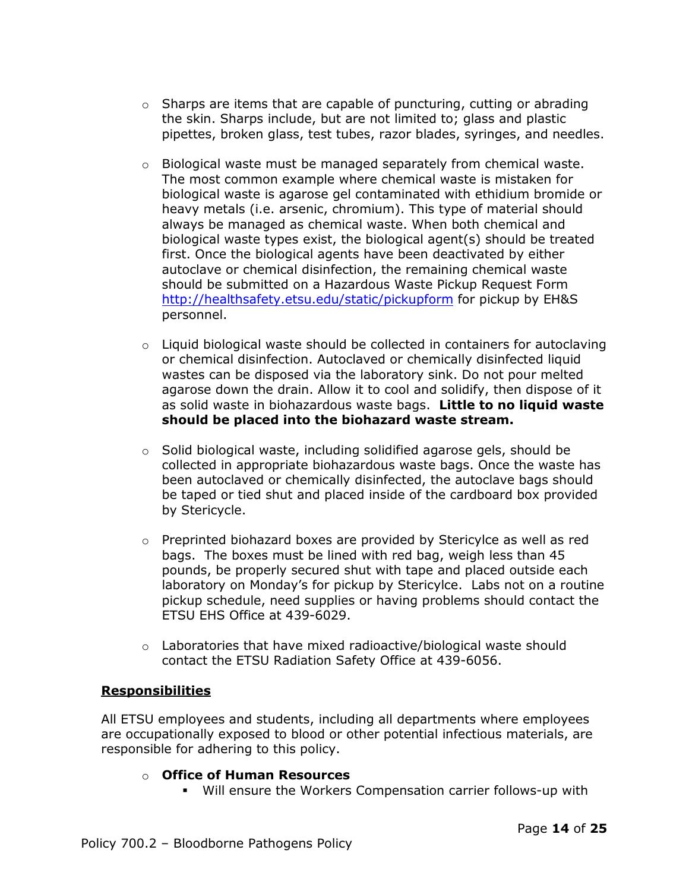- Sharps are items that are capable of puncturing, cutting or abrading the skin. Sharps include, but are not limited to; glass and plastic pipettes, broken glass, test tubes, razor blades, syringes, and needles.

- Biological waste must be managed separately from chemical waste. The most common example where chemical waste is mistaken for biological waste is agarose gel contaminated with ethidium bromide or heavy metals (i.e. arsenic, chromium). This type of material should always be managed as chemical waste. When both chemical and biological waste types exist, the biological agent(s) should be treated first. Once the biological agents have been deactivated by either autoclave or chemical disinfection, the remaining chemical waste should be submitted on a Hazardous Waste Pickup Request Form [http://healthsafety.etsu.edu/static/pickupform](http://healthsafety.etsu.edu/static/pickupform) for pickup by EH&S personnel.

- Liquid biological waste should be collected in containers for autoclaving or chemical disinfection. Autoclaved or chemically disinfected liquid wastes can be disposed via the laboratory sink. Do not pour melted agarose down the drain. Allow it to cool and solidify, then dispose of it as solid waste in biohazardous waste bags. **Little to no liquid waste should be placed into the biohazard waste stream.**

- Solid biological waste, including solidified agarose gels, should be collected in appropriate biohazardous waste bags. Once the waste has been autoclaved or chemically disinfected, the autoclave bags should be taped or tied shut and placed inside of the cardboard box provided by Stericycle.

- Preprinted biohazard boxes are provided by Stericylce as well as red bags. The boxes must be lined with red bag, weigh less than 45 pounds, be properly secured shut with tape and placed outside each laboratory on Monday's for pickup by Stericylce. Labs not on a routine pickup schedule, need supplies or having problems should contact the ETSU EHS Office at 439-6029.

- Laboratories that have mixed radioactive/biological waste should contact the ETSU Radiation Safety Office at 439-6056.

## Responsibilities

All ETSU employees and students, including all departments where employees are occupationally exposed to blood or other potential infectious materials, are responsible for adhering to this policy.

- **Office of Human Resources**
  - Will ensure the Workers Compensation carrier follows-up with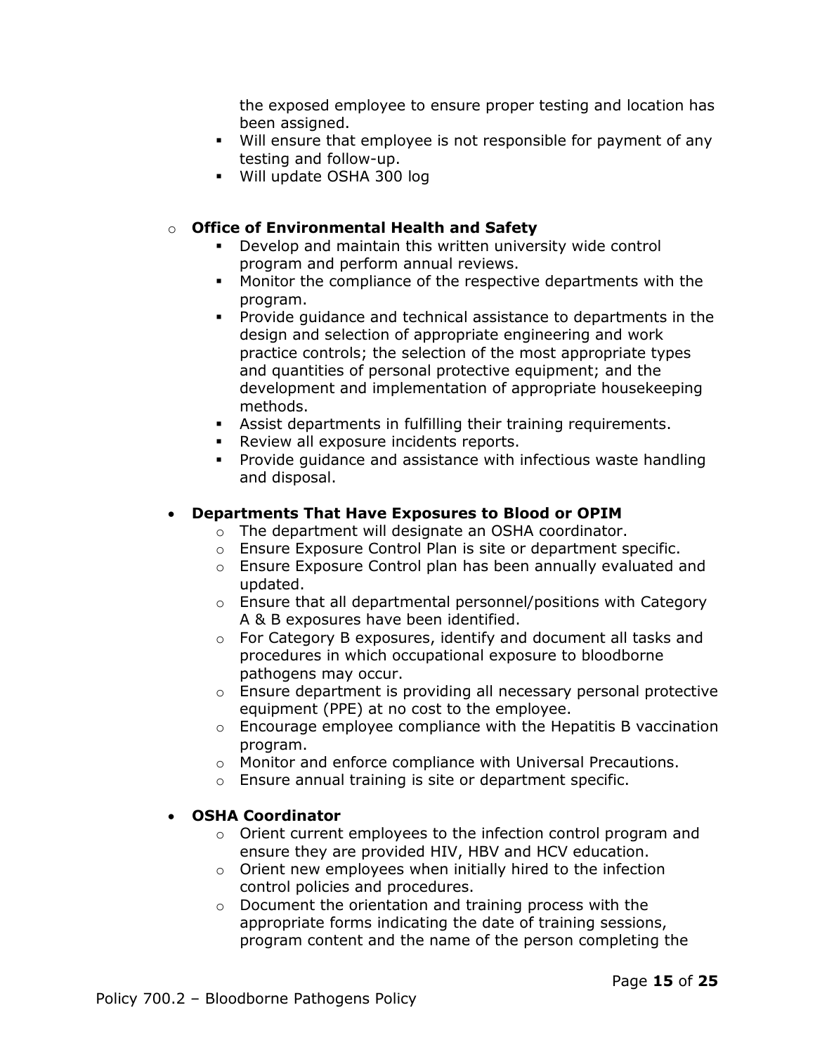- the exposed employee to ensure proper testing and location has been assigned.
    - Will ensure that employee is not responsible for payment of any testing and follow-up.
    - Will update OSHA 300 log

  - **Office of Environmental Health and Safety**
    - Develop and maintain this written university wide control program and perform annual reviews.
    - Monitor the compliance of the respective departments with the program.
    - Provide guidance and technical assistance to departments in the design and selection of appropriate engineering and work practice controls; the selection of the most appropriate types and quantities of personal protective equipment; and the development and implementation of appropriate housekeeping methods.
    - Assist departments in fulfilling their training requirements.
    - Review all exposure incidents reports.
    - Provide guidance and assistance with infectious waste handling and disposal.

- **Departments That Have Exposures to Blood or OPIM**
  - The department will designate an OSHA coordinator.
  - Ensure Exposure Control Plan is site or department specific.
  - Ensure Exposure Control plan has been annually evaluated and updated.
  - Ensure that all departmental personnel/positions with Category A & B exposures have been identified.
  - For Category B exposures, identify and document all tasks and procedures in which occupational exposure to bloodborne pathogens may occur.
  - Ensure department is providing all necessary personal protective equipment (PPE) at no cost to the employee.
  - Encourage employee compliance with the Hepatitis B vaccination program.
  - Monitor and enforce compliance with Universal Precautions.
  - Ensure annual training is site or department specific.

- **OSHA Coordinator**
  - Orient current employees to the infection control program and ensure they are provided HIV, HBV and HCV education.
  - Orient new employees when initially hired to the infection control policies and procedures.
  - Document the orientation and training process with the appropriate forms indicating the date of training sessions, program content and the name of the person completing the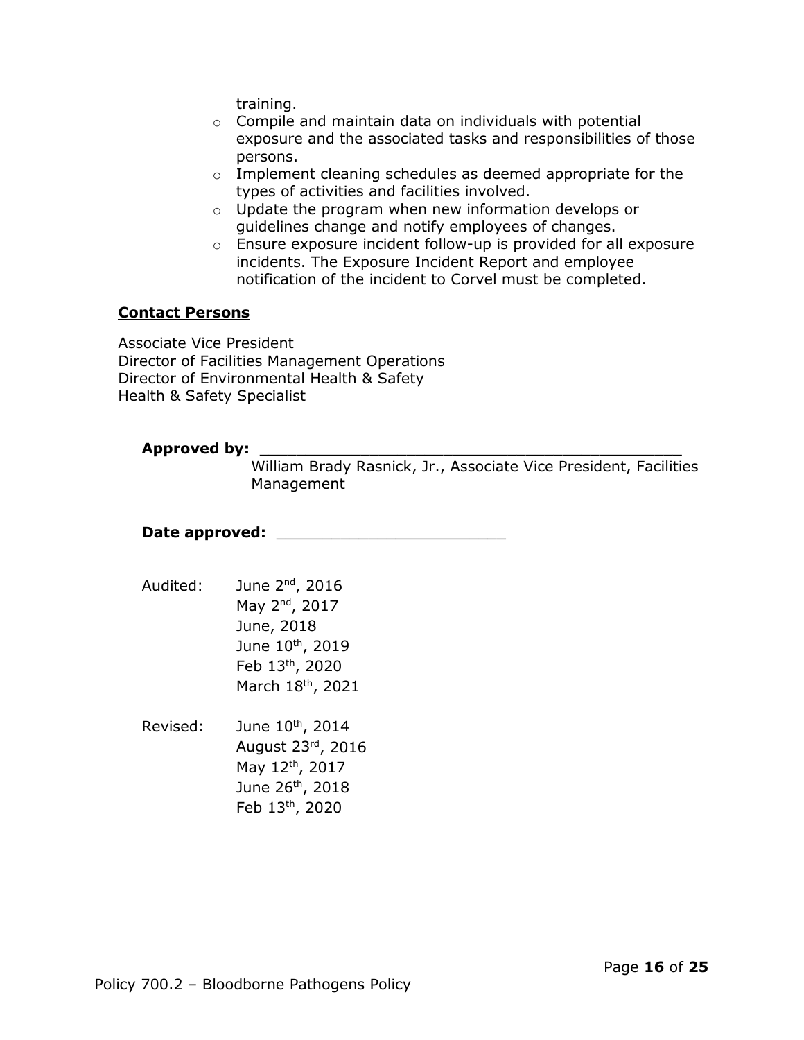training.

- Compile and maintain data on individuals with potential exposure and the associated tasks and responsibilities of those persons.
- Implement cleaning schedules as deemed appropriate for the types of activities and facilities involved.
- Update the program when new information develops or guidelines change and notify employees of changes.
- Ensure exposure incident follow-up is provided for all exposure incidents. The Exposure Incident Report and employee notification of the incident to Corvel must be completed.

**Contact Persons**

Associate Vice President
Director of Facilities Management Operations
Director of Environmental Health & Safety
Health & Safety Specialist

**Approved by:** ______________________________________________
William Brady Rasnick, Jr., Associate Vice President, Facilities Management

**Date approved:** ________________________

Audited: June 2nd, 2016
May 2nd, 2017
June, 2018
June 10th, 2019
Feb 13th, 2020
March 18th, 2021

Revised: June 10th, 2014
August 23rd, 2016
May 12th, 2017
June 26th, 2018
Feb 13th, 2020

Policy 700.2 – Bloodborne Pathogens Policy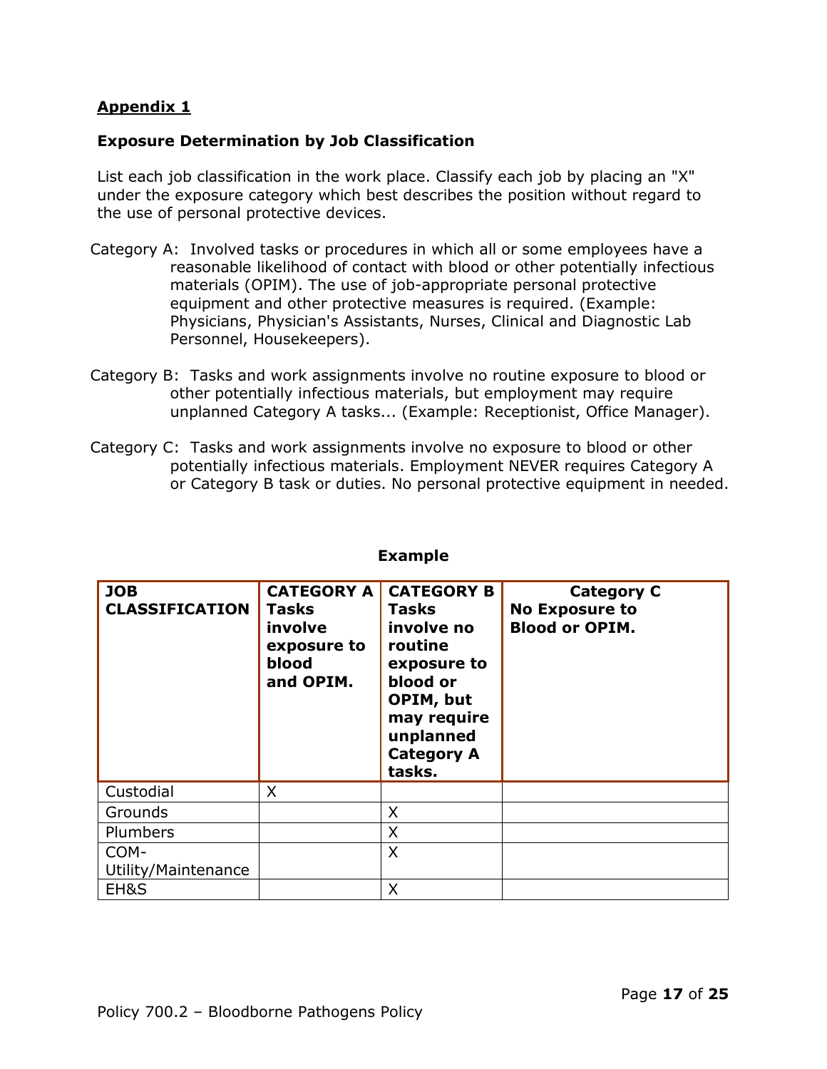## Appendix 1

### Exposure Determination by Job Classification

List each job classification in the work place. Classify each job by placing an "X" under the exposure category which best describes the position without regard to the use of personal protective devices.

Category A: Involved tasks or procedures in which all or some employees have a reasonable likelihood of contact with blood or other potentially infectious materials (OPIM). The use of job-appropriate personal protective equipment and other protective measures is required. (Example: Physicians, Physician's Assistants, Nurses, Clinical and Diagnostic Lab Personnel, Housekeepers).

Category B: Tasks and work assignments involve no routine exposure to blood or other potentially infectious materials, but employment may require unplanned Category A tasks... (Example: Receptionist, Office Manager).

Category C: Tasks and work assignments involve no exposure to blood or other potentially infectious materials. Employment NEVER requires Category A or Category B task or duties. No personal protective equipment in needed.

**Example**

| **JOB CLASSIFICATION** | **CATEGORY A Tasks involve exposure to blood and OPIM.** | **CATEGORY B Tasks involve no routine exposure to blood or OPIM, but may require unplanned Category A tasks.** | **Category C No Exposure to Blood or OPIM.** |
|---|---|---|---|
| Custodial | X | | |
| Grounds | | X | |
| Plumbers | | X | |
| COM-Utility/Maintenance | | X | |
| EH&S | | X | |

Policy 700.2 – Bloodborne Pathogens Policy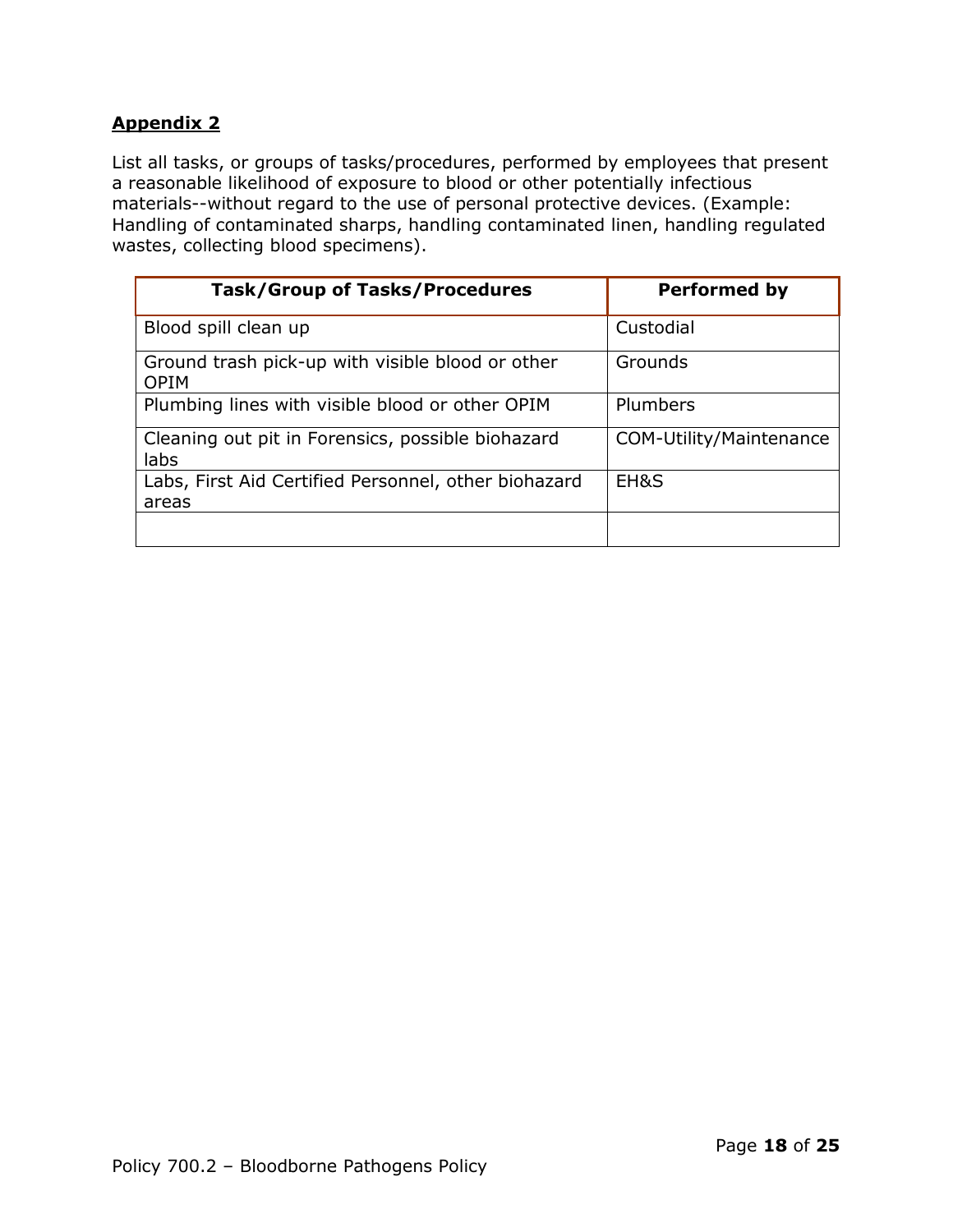## Appendix 2

List all tasks, or groups of tasks/procedures, performed by employees that present a reasonable likelihood of exposure to blood or other potentially infectious materials--without regard to the use of personal protective devices. (Example: Handling of contaminated sharps, handling contaminated linen, handling regulated wastes, collecting blood specimens).

| Task/Group of Tasks/Procedures | Performed by |
|---|---|
| Blood spill clean up | Custodial |
| Ground trash pick-up with visible blood or other OPIM | Grounds |
| Plumbing lines with visible blood or other OPIM | Plumbers |
| Cleaning out pit in Forensics, possible biohazard labs | COM-Utility/Maintenance |
| Labs, First Aid Certified Personnel, other biohazard areas | EH&S |
| | |

Policy 700.2 – Bloodborne Pathogens Policy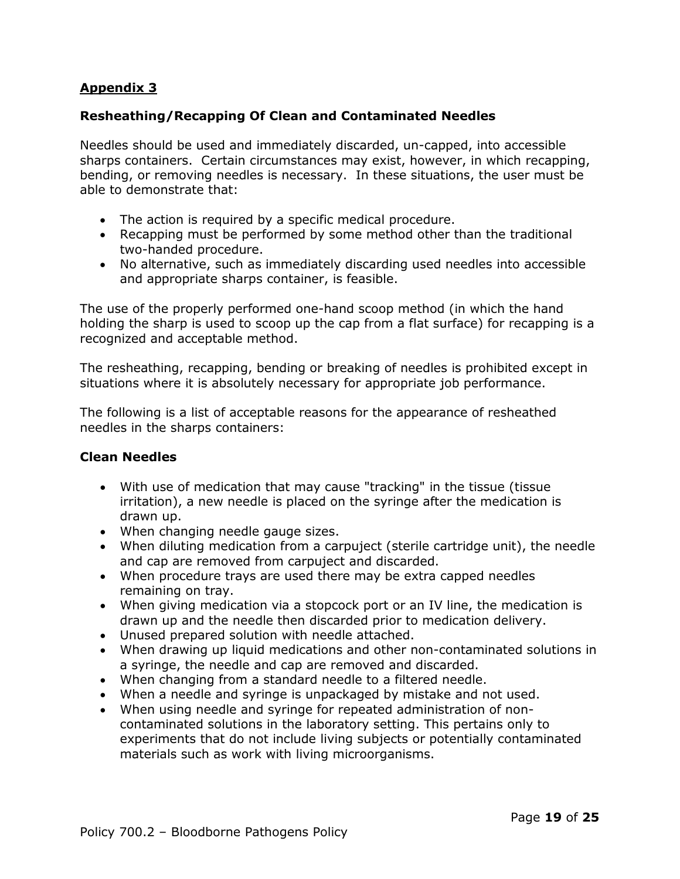## Appendix 3

### Resheathing/Recapping Of Clean and Contaminated Needles

Needles should be used and immediately discarded, un-capped, into accessible sharps containers. Certain circumstances may exist, however, in which recapping, bending, or removing needles is necessary. In these situations, the user must be able to demonstrate that:

- The action is required by a specific medical procedure.
- Recapping must be performed by some method other than the traditional two-handed procedure.
- No alternative, such as immediately discarding used needles into accessible and appropriate sharps container, is feasible.

The use of the properly performed one-hand scoop method (in which the hand holding the sharp is used to scoop up the cap from a flat surface) for recapping is a recognized and acceptable method.

The resheathing, recapping, bending or breaking of needles is prohibited except in situations where it is absolutely necessary for appropriate job performance.

The following is a list of acceptable reasons for the appearance of resheathed needles in the sharps containers:

**Clean Needles**

- With use of medication that may cause "tracking" in the tissue (tissue irritation), a new needle is placed on the syringe after the medication is drawn up.
- When changing needle gauge sizes.
- When diluting medication from a carpuject (sterile cartridge unit), the needle and cap are removed from carpuject and discarded.
- When procedure trays are used there may be extra capped needles remaining on tray.
- When giving medication via a stopcock port or an IV line, the medication is drawn up and the needle then discarded prior to medication delivery.
- Unused prepared solution with needle attached.
- When drawing up liquid medications and other non-contaminated solutions in a syringe, the needle and cap are removed and discarded.
- When changing from a standard needle to a filtered needle.
- When a needle and syringe is unpackaged by mistake and not used.
- When using needle and syringe for repeated administration of non-contaminated solutions in the laboratory setting. This pertains only to experiments that do not include living subjects or potentially contaminated materials such as work with living microorganisms.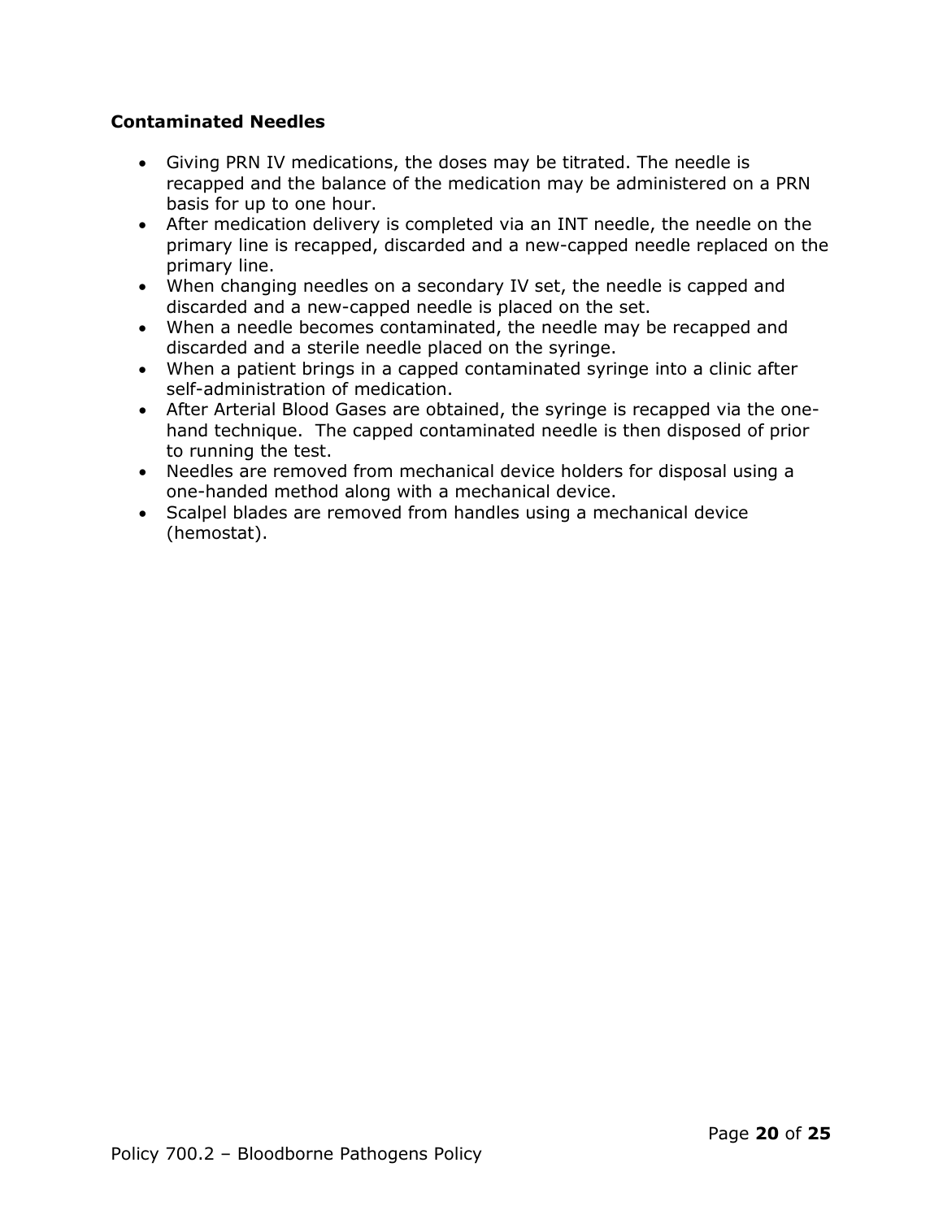**Contaminated Needles**

- Giving PRN IV medications, the doses may be titrated. The needle is recapped and the balance of the medication may be administered on a PRN basis for up to one hour.
- After medication delivery is completed via an INT needle, the needle on the primary line is recapped, discarded and a new-capped needle replaced on the primary line.
- When changing needles on a secondary IV set, the needle is capped and discarded and a new-capped needle is placed on the set.
- When a needle becomes contaminated, the needle may be recapped and discarded and a sterile needle placed on the syringe.
- When a patient brings in a capped contaminated syringe into a clinic after self-administration of medication.
- After Arterial Blood Gases are obtained, the syringe is recapped via the one-hand technique. The capped contaminated needle is then disposed of prior to running the test.
- Needles are removed from mechanical device holders for disposal using a one-handed method along with a mechanical device.
- Scalpel blades are removed from handles using a mechanical device (hemostat).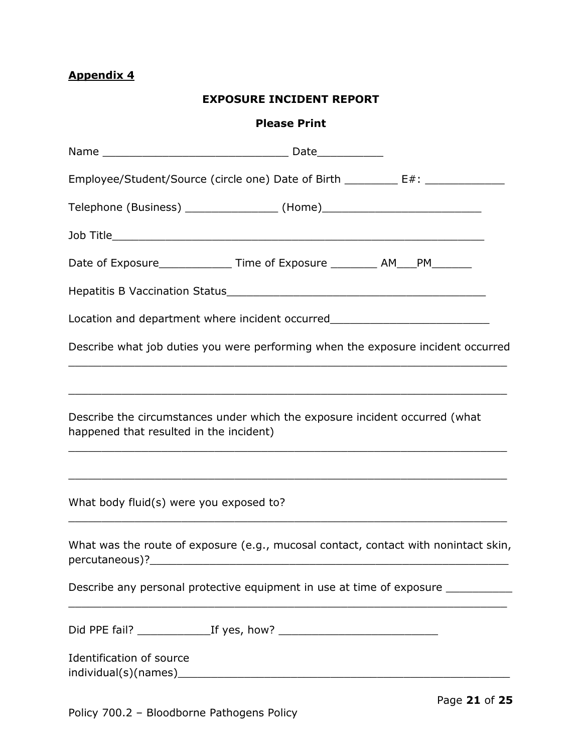**Appendix 4**

**EXPOSURE INCIDENT REPORT**

**Please Print**

Name ____________________________ Date__________

Employee/Student/Source (circle one) Date of Birth ________ E#: ____________

Telephone (Business) ______________ (Home)________________________

Job Title________________________________________________________

Date of Exposure___________ Time of Exposure _______ AM___PM______

Hepatitis B Vaccination Status_______________________________________

Location and department where incident occurred________________________

Describe what job duties you were performing when the exposure incident occurred

__________________________________________________________________

__________________________________________________________________

Describe the circumstances under which the exposure incident occurred (what happened that resulted in the incident)

__________________________________________________________________

__________________________________________________________________

What body fluid(s) were you exposed to?

__________________________________________________________________

What was the route of exposure (e.g., mucosal contact, contact with nonintact skin, percutaneous)?________________________________________________________

Describe any personal protective equipment in use at time of exposure __________

__________________________________________________________________

Did PPE fail? ___________If yes, how? ________________________

Identification of source individual(s)(names)___________________________________________________

Policy 700.2 – Bloodborne Pathogens Policy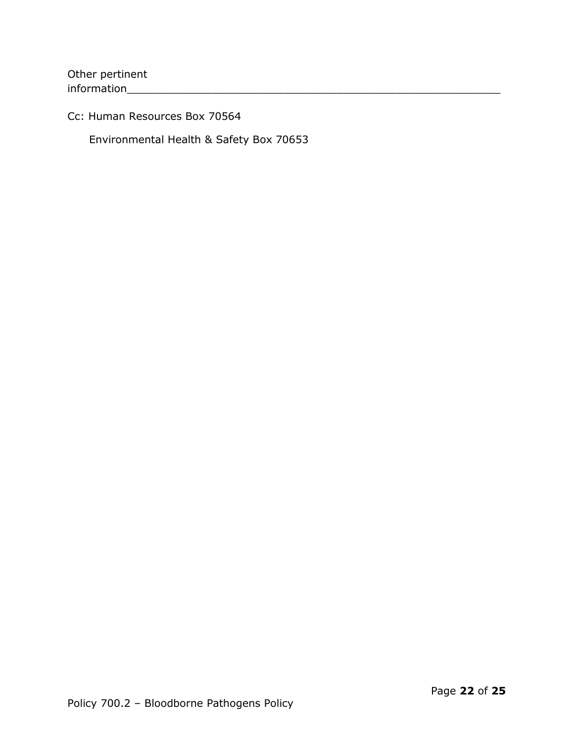Other pertinent information_____________________________________________________________

Cc: Human Resources Box 70564

Environmental Health & Safety Box 70653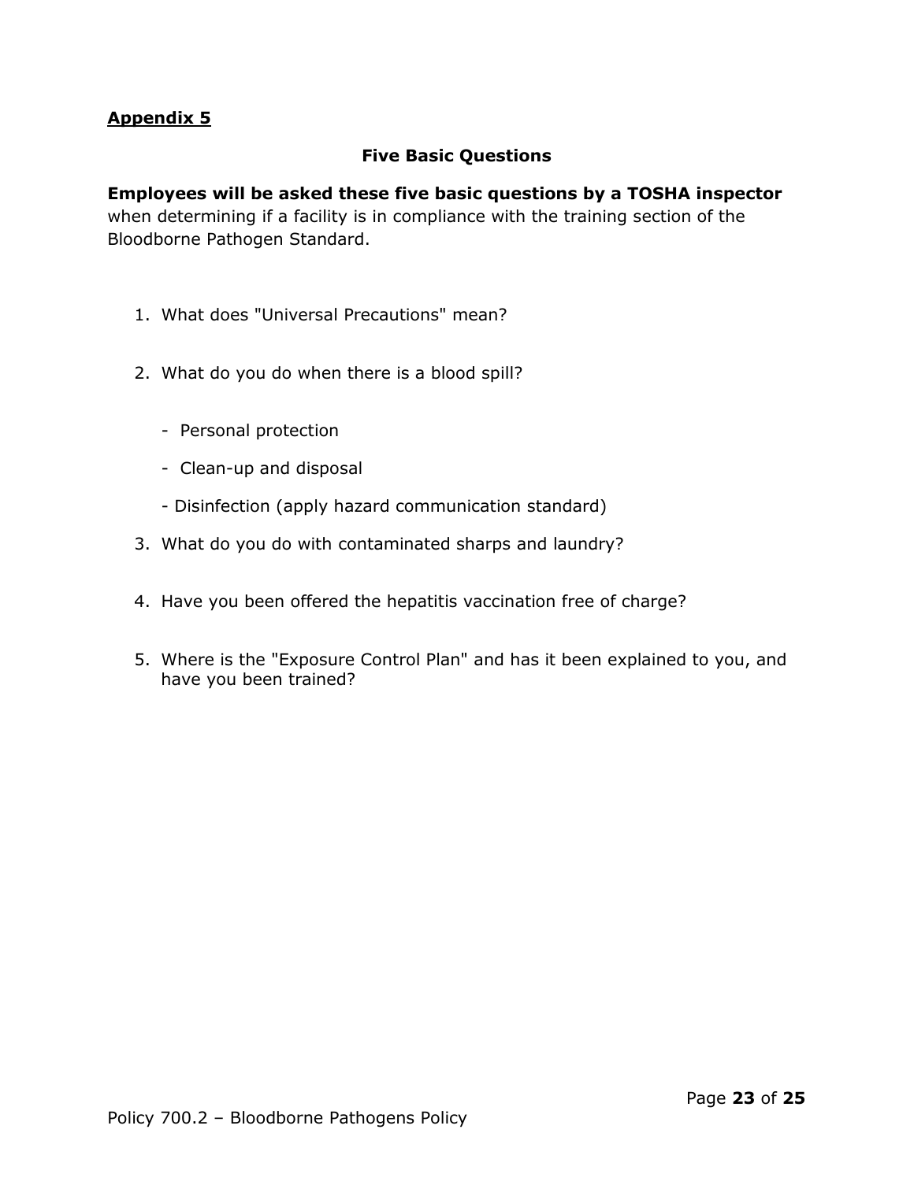## Appendix 5

### Five Basic Questions

**Employees will be asked these five basic questions by a TOSHA inspector** when determining if a facility is in compliance with the training section of the Bloodborne Pathogen Standard.

1. What does "Universal Precautions" mean?
2. What do you do when there is a blood spill?
    - Personal protection
    - Clean-up and disposal
    - Disinfection (apply hazard communication standard)
3. What do you do with contaminated sharps and laundry?
4. Have you been offered the hepatitis vaccination free of charge?
5. Where is the "Exposure Control Plan" and has it been explained to you, and have you been trained?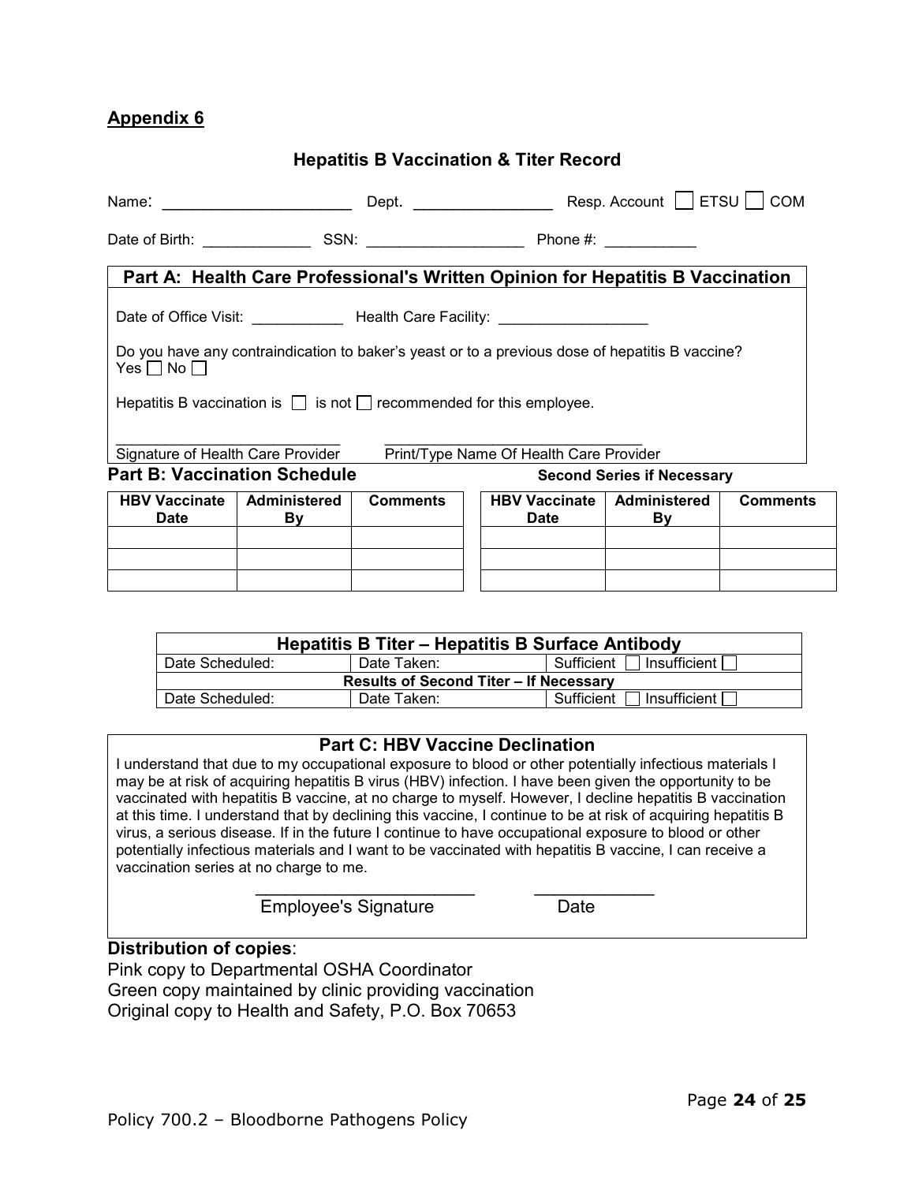## Appendix 6

### Hepatitis B Vaccination & Titer Record

Name: ______________________ Dept. ________________ Resp. Account ☐ ETSU ☐ COM

Date of Birth: _____________ SSN: __________________ Phone #: ___________

**Part A: Health Care Professional's Written Opinion for Hepatitis B Vaccination**

Date of Office Visit: ___________ Health Care Facility: __________________

Do you have any contraindication to baker's yeast or to a previous dose of hepatitis B vaccine?
Yes ☐ No ☐

Hepatitis B vaccination is ☐ is not ☐ recommended for this employee.

____________________________ ________________________________
Signature of Health Care Provider Print/Type Name Of Health Care Provider

**Part B: Vaccination Schedule**

| HBV Vaccinate Date | Administered By | Comments |
|---|---|---|
| | | |
| | | |
| | | |

**Second Series if Necessary**

| HBV Vaccinate Date | Administered By | Comments |
|---|---|---|
| | | |
| | | |
| | | |

| Hepatitis B Titer – Hepatitis B Surface Antibody | | |
|---|---|---|
| Date Scheduled: | Date Taken: | Sufficient ☐ Insufficient ☐ |
| **Results of Second Titer – If Necessary** | | |
| Date Scheduled: | Date Taken: | Sufficient ☐ Insufficient ☐ |

**Part C: HBV Vaccine Declination**

I understand that due to my occupational exposure to blood or other potentially infectious materials I may be at risk of acquiring hepatitis B virus (HBV) infection. I have been given the opportunity to be vaccinated with hepatitis B vaccine, at no charge to myself. However, I decline hepatitis B vaccination at this time. I understand that by declining this vaccine, I continue to be at risk of acquiring hepatitis B virus, a serious disease. If in the future I continue to have occupational exposure to blood or other potentially infectious materials and I want to be vaccinated with hepatitis B vaccine, I can receive a vaccination series at no charge to me.

________________________ _____________
Employee's Signature Date

**Distribution of copies**:
Pink copy to Departmental OSHA Coordinator
Green copy maintained by clinic providing vaccination
Original copy to Health and Safety, P.O. Box 70653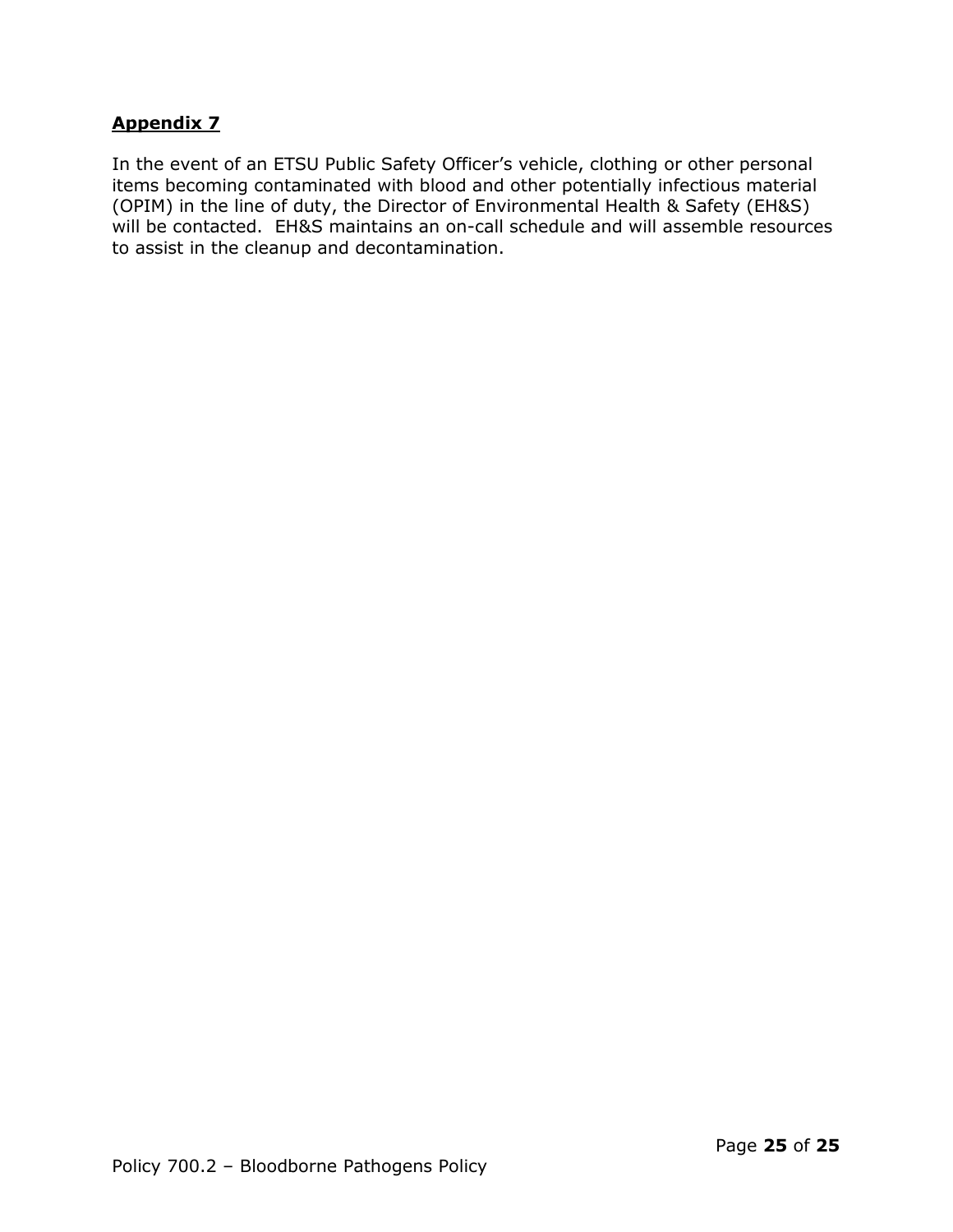## **Appendix 7**

In the event of an ETSU Public Safety Officer's vehicle, clothing or other personal items becoming contaminated with blood and other potentially infectious material (OPIM) in the line of duty, the Director of Environmental Health & Safety (EH&S) will be contacted. EH&S maintains an on-call schedule and will assemble resources to assist in the cleanup and decontamination.